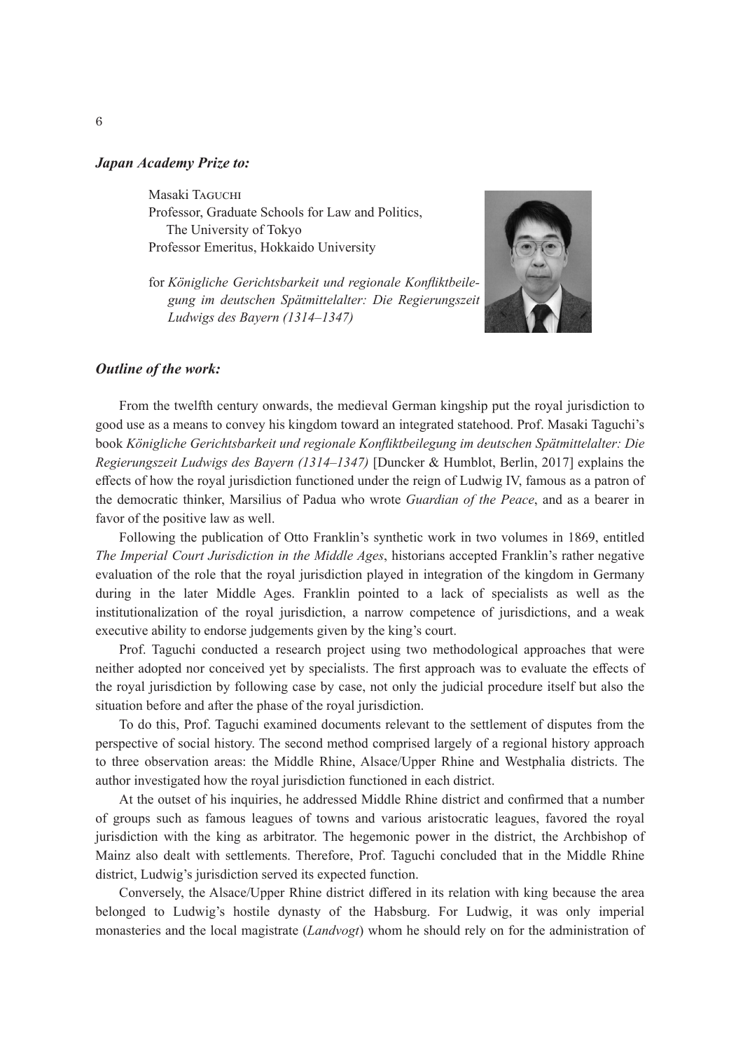***Japan Academy Prize to:***

Masaki Taguchi
Professor, Graduate Schools for Law and Politics,
The University of Tokyo
Professor Emeritus, Hokkaido University

for *Königliche Gerichtsbarkeit und regionale Konfliktbeilegung im deutschen Spätmittelalter: Die Regierungszeit Ludwigs des Bayern (1314–1347)*

***Outline of the work:***

From the twelfth century onwards, the medieval German kingship put the royal jurisdiction to good use as a means to convey his kingdom toward an integrated statehood. Prof. Masaki Taguchi's book *Königliche Gerichtsbarkeit und regionale Konfliktbeilegung im deutschen Spätmittelalter: Die Regierungszeit Ludwigs des Bayern (1314–1347)* [Duncker & Humblot, Berlin, 2017] explains the effects of how the royal jurisdiction functioned under the reign of Ludwig IV, famous as a patron of the democratic thinker, Marsilius of Padua who wrote *Guardian of the Peace*, and as a bearer in favor of the positive law as well.

Following the publication of Otto Franklin's synthetic work in two volumes in 1869, entitled *The Imperial Court Jurisdiction in the Middle Ages*, historians accepted Franklin's rather negative evaluation of the role that the royal jurisdiction played in integration of the kingdom in Germany during in the later Middle Ages. Franklin pointed to a lack of specialists as well as the institutionalization of the royal jurisdiction, a narrow competence of jurisdictions, and a weak executive ability to endorse judgements given by the king's court.

Prof. Taguchi conducted a research project using two methodological approaches that were neither adopted nor conceived yet by specialists. The first approach was to evaluate the effects of the royal jurisdiction by following case by case, not only the judicial procedure itself but also the situation before and after the phase of the royal jurisdiction.

To do this, Prof. Taguchi examined documents relevant to the settlement of disputes from the perspective of social history. The second method comprised largely of a regional history approach to three observation areas: the Middle Rhine, Alsace/Upper Rhine and Westphalia districts. The author investigated how the royal jurisdiction functioned in each district.

At the outset of his inquiries, he addressed Middle Rhine district and confirmed that a number of groups such as famous leagues of towns and various aristocratic leagues, favored the royal jurisdiction with the king as arbitrator. The hegemonic power in the district, the Archbishop of Mainz also dealt with settlements. Therefore, Prof. Taguchi concluded that in the Middle Rhine district, Ludwig's jurisdiction served its expected function.

Conversely, the Alsace/Upper Rhine district differed in its relation with king because the area belonged to Ludwig's hostile dynasty of the Habsburg. For Ludwig, it was only imperial monasteries and the local magistrate (*Landvogt*) whom he should rely on for the administration of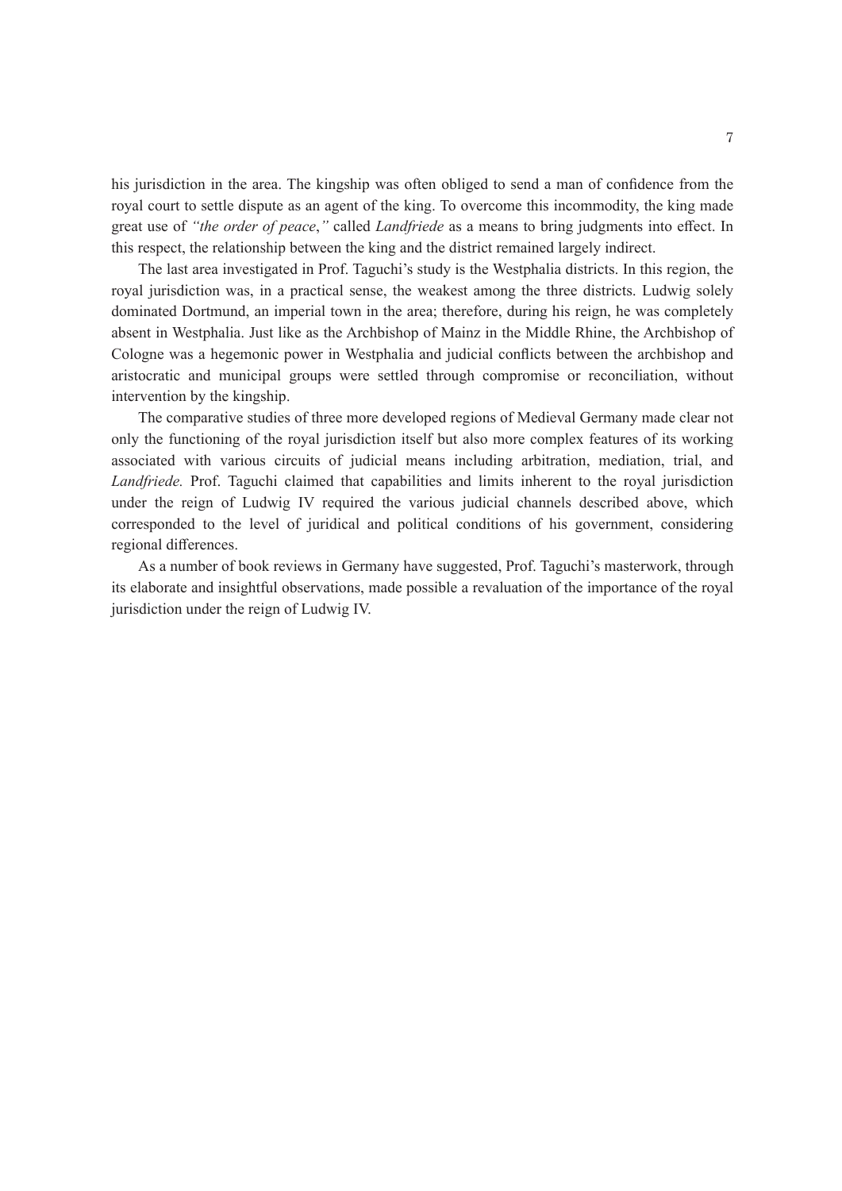his jurisdiction in the area. The kingship was often obliged to send a man of confidence from the royal court to settle dispute as an agent of the king. To overcome this incommodity, the king made great use of *"the order of peace,"* called *Landfriede* as a means to bring judgments into effect. In this respect, the relationship between the king and the district remained largely indirect.

The last area investigated in Prof. Taguchi's study is the Westphalia districts. In this region, the royal jurisdiction was, in a practical sense, the weakest among the three districts. Ludwig solely dominated Dortmund, an imperial town in the area; therefore, during his reign, he was completely absent in Westphalia. Just like as the Archbishop of Mainz in the Middle Rhine, the Archbishop of Cologne was a hegemonic power in Westphalia and judicial conflicts between the archbishop and aristocratic and municipal groups were settled through compromise or reconciliation, without intervention by the kingship.

The comparative studies of three more developed regions of Medieval Germany made clear not only the functioning of the royal jurisdiction itself but also more complex features of its working associated with various circuits of judicial means including arbitration, mediation, trial, and *Landfriede.* Prof. Taguchi claimed that capabilities and limits inherent to the royal jurisdiction under the reign of Ludwig IV required the various judicial channels described above, which corresponded to the level of juridical and political conditions of his government, considering regional differences.

As a number of book reviews in Germany have suggested, Prof. Taguchi's masterwork, through its elaborate and insightful observations, made possible a revaluation of the importance of the royal jurisdiction under the reign of Ludwig IV.